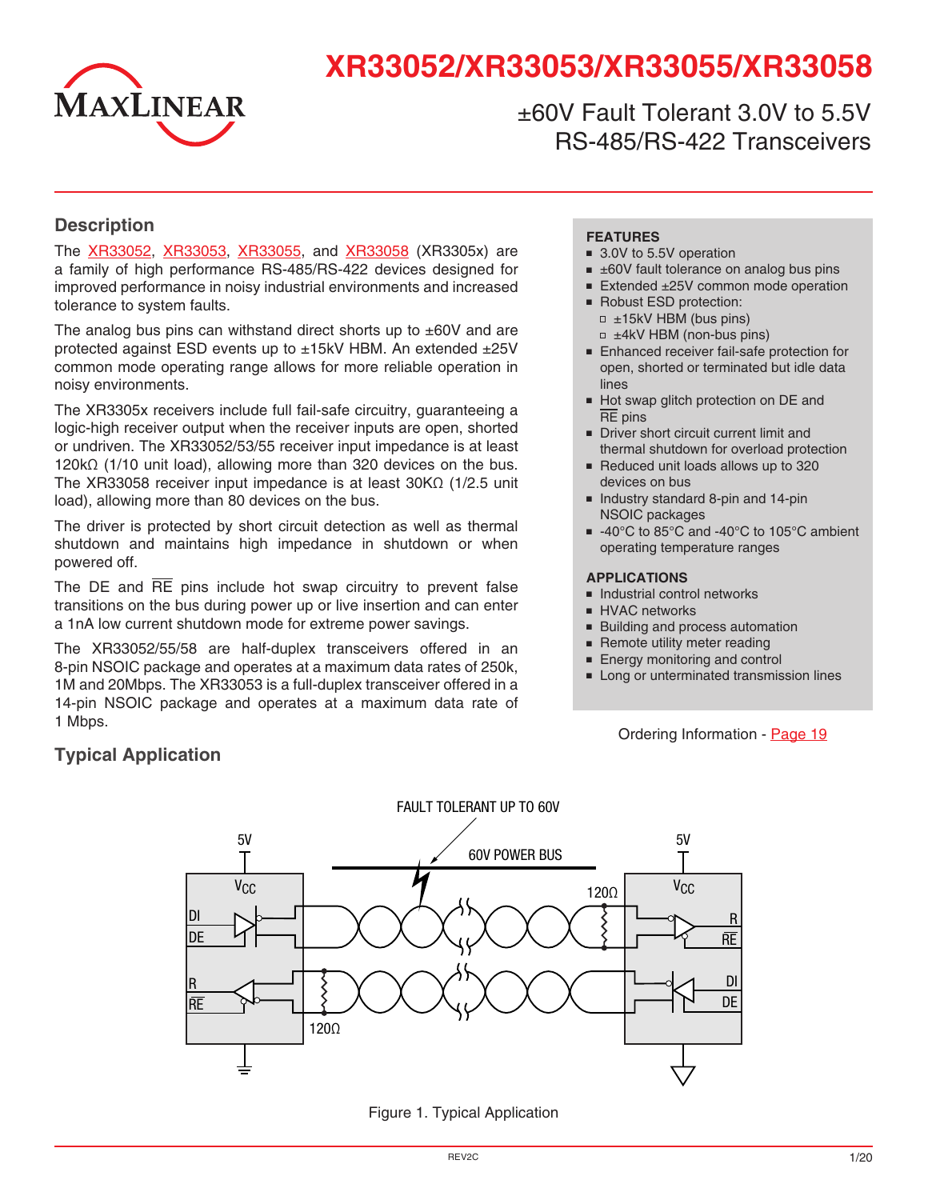# XR33052/XR33053/XR33055/XR33058

## ±60V Fault Tolerant 3.0V to 5.5V RS-485/RS-422 Transceivers

## Description

The XR33052, XR33053, XR33055, and XR33058 (XR3305x) are a family of high performance RS-485/RS-422 devices designed for improved performance in noisy industrial environments and increased tolerance to system faults.

The analog bus pins can withstand direct shorts up to ±60V and are protected against ESD events up to ±15kV HBM. An extended ±25V common mode operating range allows for more reliable operation in noisy environments.

The XR3305x receivers include full fail-safe circuitry, guaranteeing a logic-high receiver output when the receiver inputs are open, shorted or undriven. The XR33052/53/55 receiver input impedance is at least 120kΩ (1/10 unit load), allowing more than 320 devices on the bus. The XR33058 receiver input impedance is at least 30KΩ (1/2.5 unit load), allowing more than 80 devices on the bus.

The driver is protected by short circuit detection as well as thermal shutdown and maintains high impedance in shutdown or when powered off.

The DE and $\overline{RE}$ pins include hot swap circuitry to prevent false transitions on the bus during power up or live insertion and can enter a 1nA low current shutdown mode for extreme power savings.

The XR33052/55/58 are half-duplex transceivers offered in an 8-pin NSOIC package and operates at a maximum data rates of 250k, 1M and 20Mbps. The XR33053 is a full-duplex transceiver offered in a 14-pin NSOIC package and operates at a maximum data rate of 1 Mbps.

### FEATURES

- 3.0V to 5.5V operation
- ±60V fault tolerance on analog bus pins
- Extended ±25V common mode operation
- Robust ESD protection:
  - ±15kV HBM (bus pins)
  - ±4kV HBM (non-bus pins)
- Enhanced receiver fail-safe protection for open, shorted or terminated but idle data lines
- Hot swap glitch protection on DE and $\overline{RE}$ pins
- Driver short circuit current limit and thermal shutdown for overload protection
- Reduced unit loads allows up to 320 devices on bus
- Industry standard 8-pin and 14-pin NSOIC packages
- -40°C to 85°C and -40°C to 105°C ambient operating temperature ranges

### APPLICATIONS

- Industrial control networks
- HVAC networks
- Building and process automation
- Remote utility meter reading
- Energy monitoring and control
- Long or unterminated transmission lines

Ordering Information - Page 19

## Typical Application

FAULT TOLERANT UP TO 60V

60V POWER BUS

Figure 1. Typical Application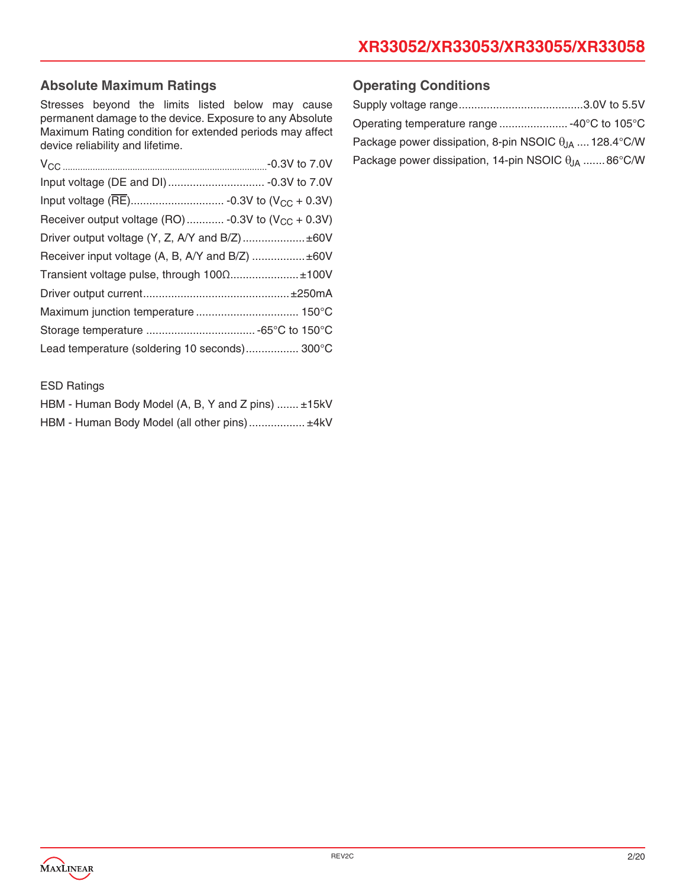## Absolute Maximum Ratings

Stresses beyond the limits listed below may cause permanent damage to the device. Exposure to any Absolute Maximum Rating condition for extended periods may affect device reliability and lifetime.

| Parameter | Rating |
|---|---|
| $V_{CC}$ | -0.3V to 7.0V |
| Input voltage (DE and DI) | -0.3V to 7.0V |
| Input voltage ($\overline{RE}$) | -0.3V to ($V_{CC}$ + 0.3V) |
| Receiver output voltage (RO) | -0.3V to ($V_{CC}$ + 0.3V) |
| Driver output voltage (Y, Z, A/Y and B/Z) | ±60V |
| Receiver input voltage (A, B, A/Y and B/Z) | ±60V |
| Transient voltage pulse, through 100Ω | ±100V |
| Driver output current | ±250mA |
| Maximum junction temperature | 150°C |
| Storage temperature | -65°C to 150°C |
| Lead temperature (soldering 10 seconds) | 300°C |

ESD Ratings

| Parameter | Rating |
|---|---|
| HBM - Human Body Model (A, B, Y and Z pins) | ±15kV |
| HBM - Human Body Model (all other pins) | ±4kV |

## Operating Conditions

| Parameter | Value |
|---|---|
| Supply voltage range | 3.0V to 5.5V |
| Operating temperature range | -40°C to 105°C |
| Package power dissipation, 8-pin NSOIC $\theta_{JA}$ | 128.4°C/W |
| Package power dissipation, 14-pin NSOIC $\theta_{JA}$ | 86°C/W |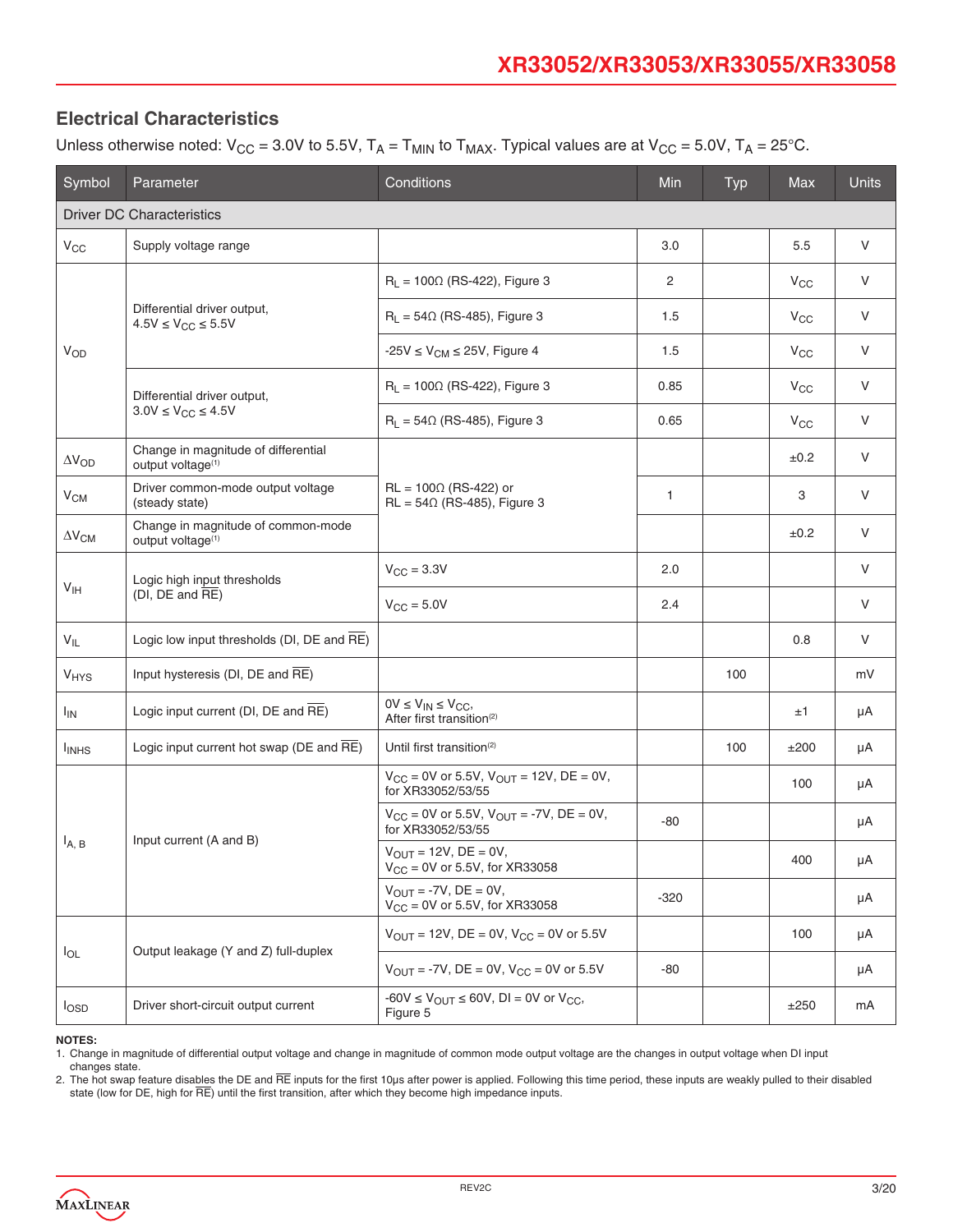## Electrical Characteristics

Unless otherwise noted: $V_{CC}$ = 3.0V to 5.5V, $T_A$ = $T_{MIN}$ to $T_{MAX}$. Typical values are at $V_{CC}$ = 5.0V, $T_A$ = 25°C.

| Symbol | Parameter | Conditions | Min | Typ | Max | Units |
|---|---|---|---|---|---|---|
| **Driver DC Characteristics** | | | | | | |
| $V_{CC}$ | Supply voltage range | | 3.0 | | 5.5 | V |
| $V_{OD}$ | Differential driver output, $4.5V \le V_{CC} \le 5.5V$ | $R_L$ = 100Ω (RS-422), Figure 3 | 2 | | $V_{CC}$ | V |
| | | $R_L$ = 54Ω (RS-485), Figure 3 | 1.5 | | $V_{CC}$ | V |
| | | $-25V \le V_{CM} \le 25V$, Figure 4 | 1.5 | | $V_{CC}$ | V |
| | Differential driver output, $3.0V \le V_{CC} \le 4.5V$ | $R_L$ = 100Ω (RS-422), Figure 3 | 0.85 | | $V_{CC}$ | V |
| | | $R_L$ = 54Ω (RS-485), Figure 3 | 0.65 | | $V_{CC}$ | V |
| $\Delta V_{OD}$ | Change in magnitude of differential output voltage[1] | RL = 100Ω (RS-422) or RL = 54Ω (RS-485), Figure 3 | | | ±0.2 | V |
| $V_{CM}$ | Driver common-mode output voltage (steady state) | | 1 | | 3 | V |
| $\Delta V_{CM}$ | Change in magnitude of common-mode output voltage[1] | | | | ±0.2 | V |
| $V_{IH}$ | Logic high input thresholds (DI, DE and $\overline{RE}$) | $V_{CC}$ = 3.3V | 2.0 | | | V |
| | | $V_{CC}$ = 5.0V | 2.4 | | | V |
| $V_{IL}$ | Logic low input thresholds (DI, DE and $\overline{RE}$) | | | | 0.8 | V |
| $V_{HYS}$ | Input hysteresis (DI, DE and $\overline{RE}$) | | | 100 | | mV |
| $I_{IN}$ | Logic input current (DI, DE and $\overline{RE}$) | $0V \le V_{IN} \le V_{CC}$, After first transition[2] | | | ±1 | µA |
| $I_{INHS}$ | Logic input current hot swap (DE and $\overline{RE}$) | Until first transition[2] | | 100 | ±200 | µA |
| $I_{A,B}$ | Input current (A and B) | $V_{CC}$ = 0V or 5.5V, $V_{OUT}$ = 12V, DE = 0V, for XR33052/53/55 | | | 100 | µA |
| | | $V_{CC}$ = 0V or 5.5V, $V_{OUT}$ = -7V, DE = 0V, for XR33052/53/55 | -80 | | | µA |
| | | $V_{OUT}$ = 12V, DE = 0V, $V_{CC}$ = 0V or 5.5V, for XR33058 | | | 400 | µA |
| | | $V_{OUT}$ = -7V, DE = 0V, $V_{CC}$ = 0V or 5.5V, for XR33058 | -320 | | | µA |
| $I_{OL}$ | Output leakage (Y and Z) full-duplex | $V_{OUT}$ = 12V, DE = 0V, $V_{CC}$ = 0V or 5.5V | | | 100 | µA |
| | | $V_{OUT}$ = -7V, DE = 0V, $V_{CC}$ = 0V or 5.5V | -80 | | | µA |
| $I_{OSD}$ | Driver short-circuit output current | $-60V \le V_{OUT} \le 60V$, DI = 0V or $V_{CC}$, Figure 5 | | | ±250 | mA |

**NOTES:**

1. Change in magnitude of differential output voltage and change in magnitude of common mode output voltage are the changes in output voltage when DI input changes state.
2. The hot swap feature disables the DE and $\overline{RE}$ inputs for the first 10µs after power is applied. Following this time period, these inputs are weakly pulled to their disabled state (low for DE, high for $\overline{RE}$) until the first transition, after which they become high impedance inputs.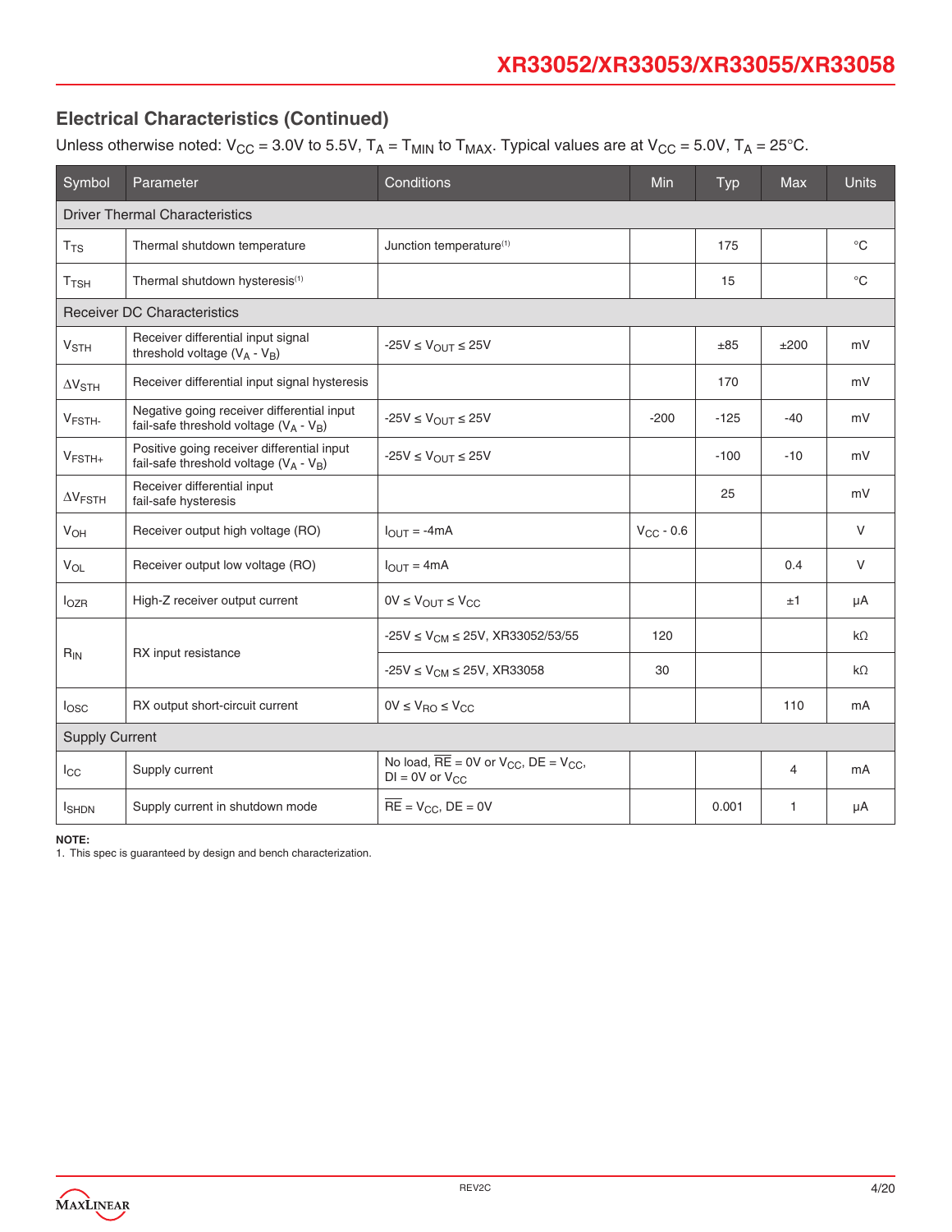## Electrical Characteristics (Continued)

Unless otherwise noted: $V_{CC}$ = 3.0V to 5.5V, $T_A$ = $T_{MIN}$ to $T_{MAX}$. Typical values are at $V_{CC}$ = 5.0V, $T_A$ = 25°C.

| Symbol | Parameter | Conditions | Min | Typ | Max | Units |
|---|---|---|---|---|---|---|
| **Driver Thermal Characteristics** | | | | | | |
| $T_{TS}$ | Thermal shutdown temperature | Junction temperature[1] | | 175 | | °C |
| $T_{TSH}$ | Thermal shutdown hysteresis[1] | | | 15 | | °C |
| **Receiver DC Characteristics** | | | | | | |
| $V_{STH}$ | Receiver differential input signal threshold voltage ($V_A$ - $V_B$) | -25V ≤ $V_{OUT}$ ≤ 25V | | ±85 | ±200 | mV |
| $\Delta V_{STH}$ | Receiver differential input signal hysteresis | | | 170 | | mV |
| $V_{FSTH-}$ | Negative going receiver differential input fail-safe threshold voltage ($V_A$ - $V_B$) | -25V ≤ $V_{OUT}$ ≤ 25V | -200 | -125 | -40 | mV |
| $V_{FSTH+}$ | Positive going receiver differential input fail-safe threshold voltage ($V_A$ - $V_B$) | -25V ≤ $V_{OUT}$ ≤ 25V | | -100 | -10 | mV |
| $\Delta V_{FSTH}$ | Receiver differential input fail-safe hysteresis | | | 25 | | mV |
| $V_{OH}$ | Receiver output high voltage (RO) | $I_{OUT}$ = -4mA | $V_{CC}$ - 0.6 | | | V |
| $V_{OL}$ | Receiver output low voltage (RO) | $I_{OUT}$ = 4mA | | | 0.4 | V |
| $I_{OZR}$ | High-Z receiver output current | 0V ≤ $V_{OUT}$ ≤ $V_{CC}$ | | | ±1 | µA |
| $R_{IN}$ | RX input resistance | -25V ≤ $V_{CM}$ ≤ 25V, XR33052/53/55 | 120 | | | kΩ |
| | | -25V ≤ $V_{CM}$ ≤ 25V, XR33058 | 30 | | | kΩ |
| $I_{OSC}$ | RX output short-circuit current | 0V ≤ $V_{RO}$ ≤ $V_{CC}$ | | | 110 | mA |
| **Supply Current** | | | | | | |
| $I_{CC}$ | Supply current | No load, $\overline{RE}$ = 0V or $V_{CC}$, DE = $V_{CC}$, DI = 0V or $V_{CC}$ | | | 4 | mA |
| $I_{SHDN}$ | Supply current in shutdown mode | $\overline{RE}$ = $V_{CC}$, DE = 0V | | 0.001 | 1 | µA |

**NOTE:**

1. This spec is guaranteed by design and bench characterization.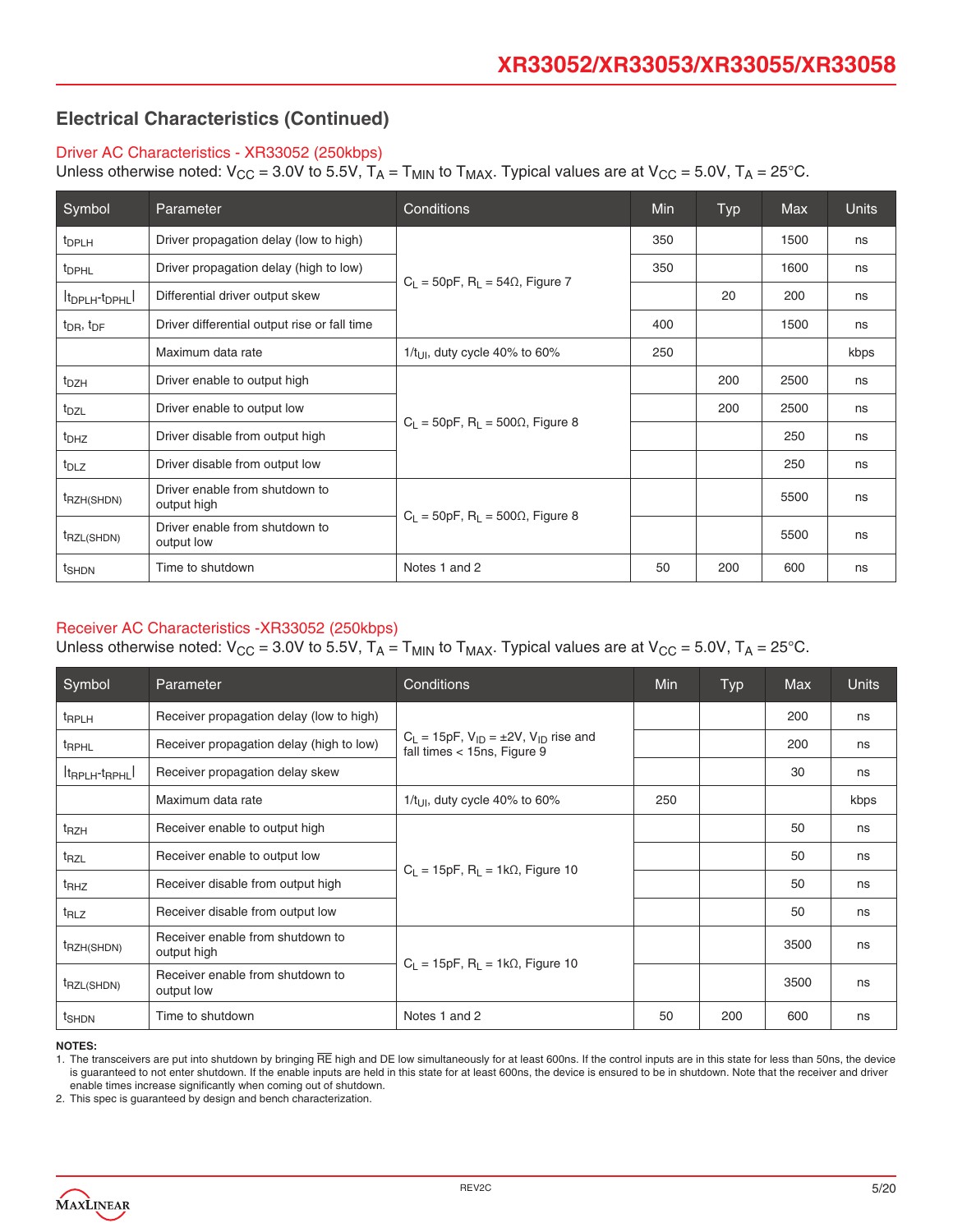## Electrical Characteristics (Continued)

### Driver AC Characteristics - XR33052 (250kbps)

Unless otherwise noted: $V_{CC}$ = 3.0V to 5.5V, $T_A$ = $T_{MIN}$ to $T_{MAX}$. Typical values are at $V_{CC}$ = 5.0V, $T_A$ = 25°C.

| Symbol | Parameter | Conditions | Min | Typ | Max | Units |
|---|---|---|---|---|---|---|
| $t_{DPLH}$ | Driver propagation delay (low to high) | $C_L$ = 50pF, $R_L$ = 54Ω, Figure 7 | 350 | | 1500 | ns |
| $t_{DPHL}$ | Driver propagation delay (high to low) | | 350 | | 1600 | ns |
| $\|t_{DPLH}-t_{DPHL}\|$ | Differential driver output skew | | | 20 | 200 | ns |
| $t_{DR}$, $t_{DF}$ | Driver differential output rise or fall time | | 400 | | 1500 | ns |
| | Maximum data rate | $1/t_{UI}$, duty cycle 40% to 60% | 250 | | | kbps |
| $t_{DZH}$ | Driver enable to output high | $C_L$ = 50pF, $R_L$ = 500Ω, Figure 8 | | 200 | 2500 | ns |
| $t_{DZL}$ | Driver enable to output low | | | 200 | 2500 | ns |
| $t_{DHZ}$ | Driver disable from output high | | | | 250 | ns |
| $t_{DLZ}$ | Driver disable from output low | | | | 250 | ns |
| $t_{RZH(SHDN)}$ | Driver enable from shutdown to output high | $C_L$ = 50pF, $R_L$ = 500Ω, Figure 8 | | | 5500 | ns |
| $t_{RZL(SHDN)}$ | Driver enable from shutdown to output low | | | | 5500 | ns |
| $t_{SHDN}$ | Time to shutdown | Notes 1 and 2 | 50 | 200 | 600 | ns |

### Receiver AC Characteristics -XR33052 (250kbps)

Unless otherwise noted: $V_{CC}$ = 3.0V to 5.5V, $T_A$ = $T_{MIN}$ to $T_{MAX}$. Typical values are at $V_{CC}$ = 5.0V, $T_A$ = 25°C.

| Symbol | Parameter | Conditions | Min | Typ | Max | Units |
|---|---|---|---|---|---|---|
| $t_{RPLH}$ | Receiver propagation delay (low to high) | $C_L$ = 15pF, $V_{ID}$ = ±2V, $V_{ID}$ rise and fall times < 15ns, Figure 9 | | | 200 | ns |
| $t_{RPHL}$ | Receiver propagation delay (high to low) | | | | 200 | ns |
| $\|t_{RPLH}-t_{RPHL}\|$ | Receiver propagation delay skew | | | | 30 | ns |
| | Maximum data rate | $1/t_{UI}$, duty cycle 40% to 60% | 250 | | | kbps |
| $t_{RZH}$ | Receiver enable to output high | $C_L$ = 15pF, $R_L$ = 1kΩ, Figure 10 | | | 50 | ns |
| $t_{RZL}$ | Receiver enable to output low | | | | 50 | ns |
| $t_{RHZ}$ | Receiver disable from output high | | | | 50 | ns |
| $t_{RLZ}$ | Receiver disable from output low | | | | 50 | ns |
| $t_{RZH(SHDN)}$ | Receiver enable from shutdown to output high | $C_L$ = 15pF, $R_L$ = 1kΩ, Figure 10 | | | 3500 | ns |
| $t_{RZL(SHDN)}$ | Receiver enable from shutdown to output low | | | | 3500 | ns |
| $t_{SHDN}$ | Time to shutdown | Notes 1 and 2 | 50 | 200 | 600 | ns |

**NOTES:**

1. The transceivers are put into shutdown by bringing $\overline{RE}$ high and DE low simultaneously for at least 600ns. If the control inputs are in this state for less than 50ns, the device is guaranteed to not enter shutdown. If the enable inputs are held in this state for at least 600ns, the device is ensured to be in shutdown. Note that the receiver and driver enable times increase significantly when coming out of shutdown.
2. This spec is guaranteed by design and bench characterization.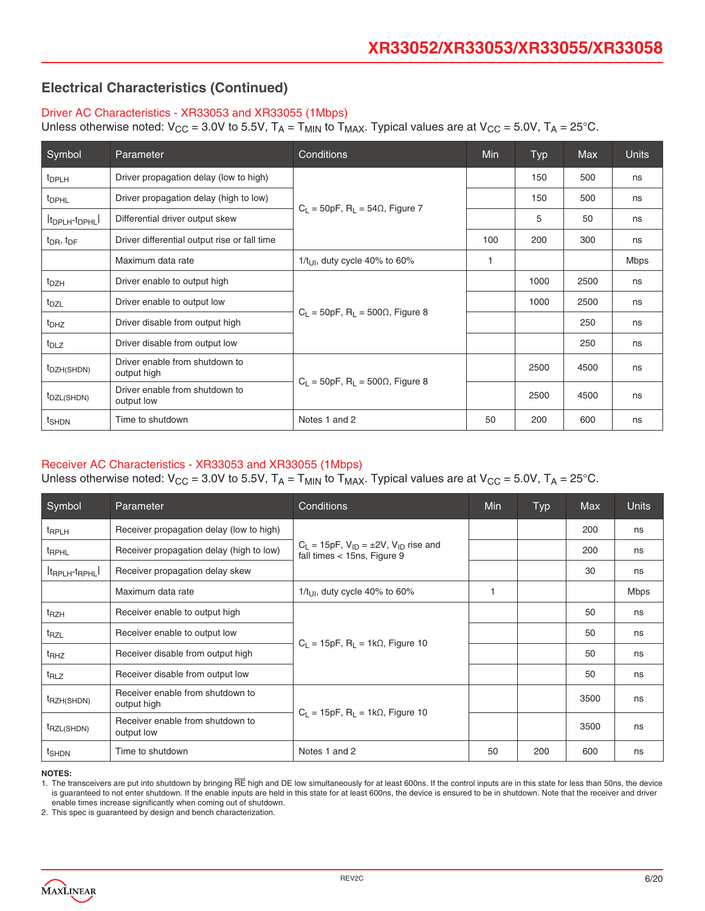## Electrical Characteristics (Continued)

### Driver AC Characteristics - XR33053 and XR33055 (1Mbps)

Unless otherwise noted: $V_{CC}$ = 3.0V to 5.5V, $T_A$ = $T_{MIN}$ to $T_{MAX}$. Typical values are at $V_{CC}$ = 5.0V, $T_A$ = 25°C.

| Symbol | Parameter | Conditions | Min | Typ | Max | Units |
|---|---|---|---|---|---|---|
| $t_{DPLH}$ | Driver propagation delay (low to high) | $C_L$ = 50pF, $R_L$ = 54Ω, Figure 7 | | 150 | 500 | ns |
| $t_{DPHL}$ | Driver propagation delay (high to low) | | | 150 | 500 | ns |
| $\|t_{DPLH}\text{-}t_{DPHL}\|$ | Differential driver output skew | | | 5 | 50 | ns |
| $t_{DR}$, $t_{DF}$ | Driver differential output rise or fall time | | 100 | 200 | 300 | ns |
| | Maximum data rate | $1/t_{UI}$, duty cycle 40% to 60% | 1 | | | Mbps |
| $t_{DZH}$ | Driver enable to output high | $C_L$ = 50pF, $R_L$ = 500Ω, Figure 8 | | 1000 | 2500 | ns |
| $t_{DZL}$ | Driver enable to output low | | | 1000 | 2500 | ns |
| $t_{DHZ}$ | Driver disable from output high | | | | 250 | ns |
| $t_{DLZ}$ | Driver disable from output low | | | | 250 | ns |
| $t_{DZH(SHDN)}$ | Driver enable from shutdown to output high | $C_L$ = 50pF, $R_L$ = 500Ω, Figure 8 | | 2500 | 4500 | ns |
| $t_{DZL(SHDN)}$ | Driver enable from shutdown to output low | | | 2500 | 4500 | ns |
| $t_{SHDN}$ | Time to shutdown | Notes 1 and 2 | 50 | 200 | 600 | ns |

### Receiver AC Characteristics - XR33053 and XR33055 (1Mbps)

Unless otherwise noted: $V_{CC}$ = 3.0V to 5.5V, $T_A$ = $T_{MIN}$ to $T_{MAX}$. Typical values are at $V_{CC}$ = 5.0V, $T_A$ = 25°C.

| Symbol | Parameter | Conditions | Min | Typ | Max | Units |
|---|---|---|---|---|---|---|
| $t_{RPLH}$ | Receiver propagation delay (low to high) | $C_L$ = 15pF, $V_{ID}$ = ±2V, $V_{ID}$ rise and fall times < 15ns, Figure 9 | | | 200 | ns |
| $t_{RPHL}$ | Receiver propagation delay (high to low) | | | | 200 | ns |
| $\|t_{RPLH}\text{-}t_{RPHL}\|$ | Receiver propagation delay skew | | | | 30 | ns |
| | Maximum data rate | $1/t_{UI}$, duty cycle 40% to 60% | 1 | | | Mbps |
| $t_{RZH}$ | Receiver enable to output high | $C_L$ = 15pF, $R_L$ = 1kΩ, Figure 10 | | | 50 | ns |
| $t_{RZL}$ | Receiver enable to output low | | | | 50 | ns |
| $t_{RHZ}$ | Receiver disable from output high | | | | 50 | ns |
| $t_{RLZ}$ | Receiver disable from output low | | | | 50 | ns |
| $t_{RZH(SHDN)}$ | Receiver enable from shutdown to output high | $C_L$ = 15pF, $R_L$ = 1kΩ, Figure 10 | | | 3500 | ns |
| $t_{RZL(SHDN)}$ | Receiver enable from shutdown to output low | | | | 3500 | ns |
| $t_{SHDN}$ | Time to shutdown | Notes 1 and 2 | 50 | 200 | 600 | ns |

**NOTES:**

1. The transceivers are put into shutdown by bringing $\overline{RE}$ high and DE low simultaneously for at least 600ns. If the control inputs are in this state for less than 50ns, the device is guaranteed to not enter shutdown. If the enable inputs are held in this state for at least 600ns, the device is ensured to be in shutdown. Note that the receiver and driver enable times increase significantly when coming out of shutdown.
2. This spec is guaranteed by design and bench characterization.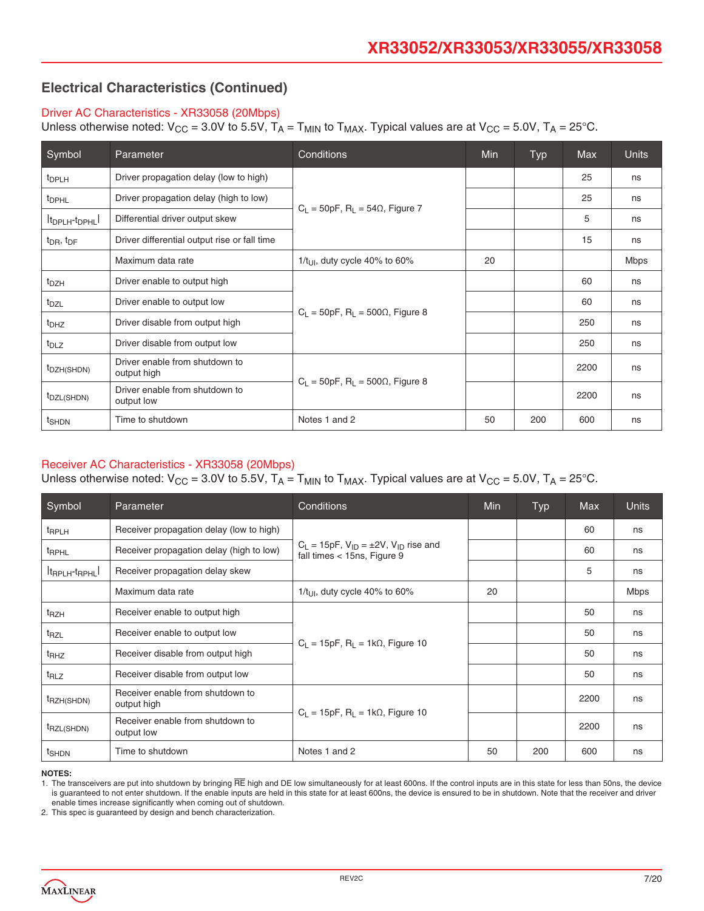## Electrical Characteristics (Continued)

### Driver AC Characteristics - XR33058 (20Mbps)

Unless otherwise noted: $V_{CC}$ = 3.0V to 5.5V, $T_A = T_{MIN}$ to $T_{MAX}$. Typical values are at $V_{CC}$ = 5.0V, $T_A$ = 25°C.

| Symbol | Parameter | Conditions | Min | Typ | Max | Units |
|---|---|---|---|---|---|---|
| $t_{DPLH}$ | Driver propagation delay (low to high) | $C_L$ = 50pF, $R_L$ = 54Ω, Figure 7 | | | 25 | ns |
| $t_{DPHL}$ | Driver propagation delay (high to low) | | | | 25 | ns |
| $\|t_{DPLH}-t_{DPHL}\|$ | Differential driver output skew | | | | 5 | ns |
| $t_{DR}$, $t_{DF}$ | Driver differential output rise or fall time | | | | 15 | ns |
| | Maximum data rate | $1/t_{UI}$, duty cycle 40% to 60% | 20 | | | Mbps |
| $t_{DZH}$ | Driver enable to output high | $C_L$ = 50pF, $R_L$ = 500Ω, Figure 8 | | | 60 | ns |
| $t_{DZL}$ | Driver enable to output low | | | | 60 | ns |
| $t_{DHZ}$ | Driver disable from output high | | | | 250 | ns |
| $t_{DLZ}$ | Driver disable from output low | | | | 250 | ns |
| $t_{DZH(SHDN)}$ | Driver enable from shutdown to output high | $C_L$ = 50pF, $R_L$ = 500Ω, Figure 8 | | | 2200 | ns |
| $t_{DZL(SHDN)}$ | Driver enable from shutdown to output low | | | | 2200 | ns |
| $t_{SHDN}$ | Time to shutdown | Notes 1 and 2 | 50 | 200 | 600 | ns |

### Receiver AC Characteristics - XR33058 (20Mbps)

Unless otherwise noted: $V_{CC}$ = 3.0V to 5.5V, $T_A = T_{MIN}$ to $T_{MAX}$. Typical values are at $V_{CC}$ = 5.0V, $T_A$ = 25°C.

| Symbol | Parameter | Conditions | Min | Typ | Max | Units |
|---|---|---|---|---|---|---|
| $t_{RPLH}$ | Receiver propagation delay (low to high) | $C_L$ = 15pF, $V_{ID}$ = ±2V, $V_{ID}$ rise and fall times < 15ns, Figure 9 | | | 60 | ns |
| $t_{RPHL}$ | Receiver propagation delay (high to low) | | | | 60 | ns |
| $\|t_{RPLH}-t_{RPHL}\|$ | Receiver propagation delay skew | | | | 5 | ns |
| | Maximum data rate | $1/t_{UI}$, duty cycle 40% to 60% | 20 | | | Mbps |
| $t_{RZH}$ | Receiver enable to output high | $C_L$ = 15pF, $R_L$ = 1kΩ, Figure 10 | | | 50 | ns |
| $t_{RZL}$ | Receiver enable to output low | | | | 50 | ns |
| $t_{RHZ}$ | Receiver disable from output high | | | | 50 | ns |
| $t_{RLZ}$ | Receiver disable from output low | | | | 50 | ns |
| $t_{RZH(SHDN)}$ | Receiver enable from shutdown to output high | $C_L$ = 15pF, $R_L$ = 1kΩ, Figure 10 | | | 2200 | ns |
| $t_{RZL(SHDN)}$ | Receiver enable from shutdown to output low | | | | 2200 | ns |
| $t_{SHDN}$ | Time to shutdown | Notes 1 and 2 | 50 | 200 | 600 | ns |

**NOTES:**

1. The transceivers are put into shutdown by bringing $\overline{RE}$ high and DE low simultaneously for at least 600ns. If the control inputs are in this state for less than 50ns, the device is guaranteed to not enter shutdown. If the enable inputs are held in this state for at least 600ns, the device is ensured to be in shutdown. Note that the receiver and driver enable times increase significantly when coming out of shutdown.
2. This spec is guaranteed by design and bench characterization.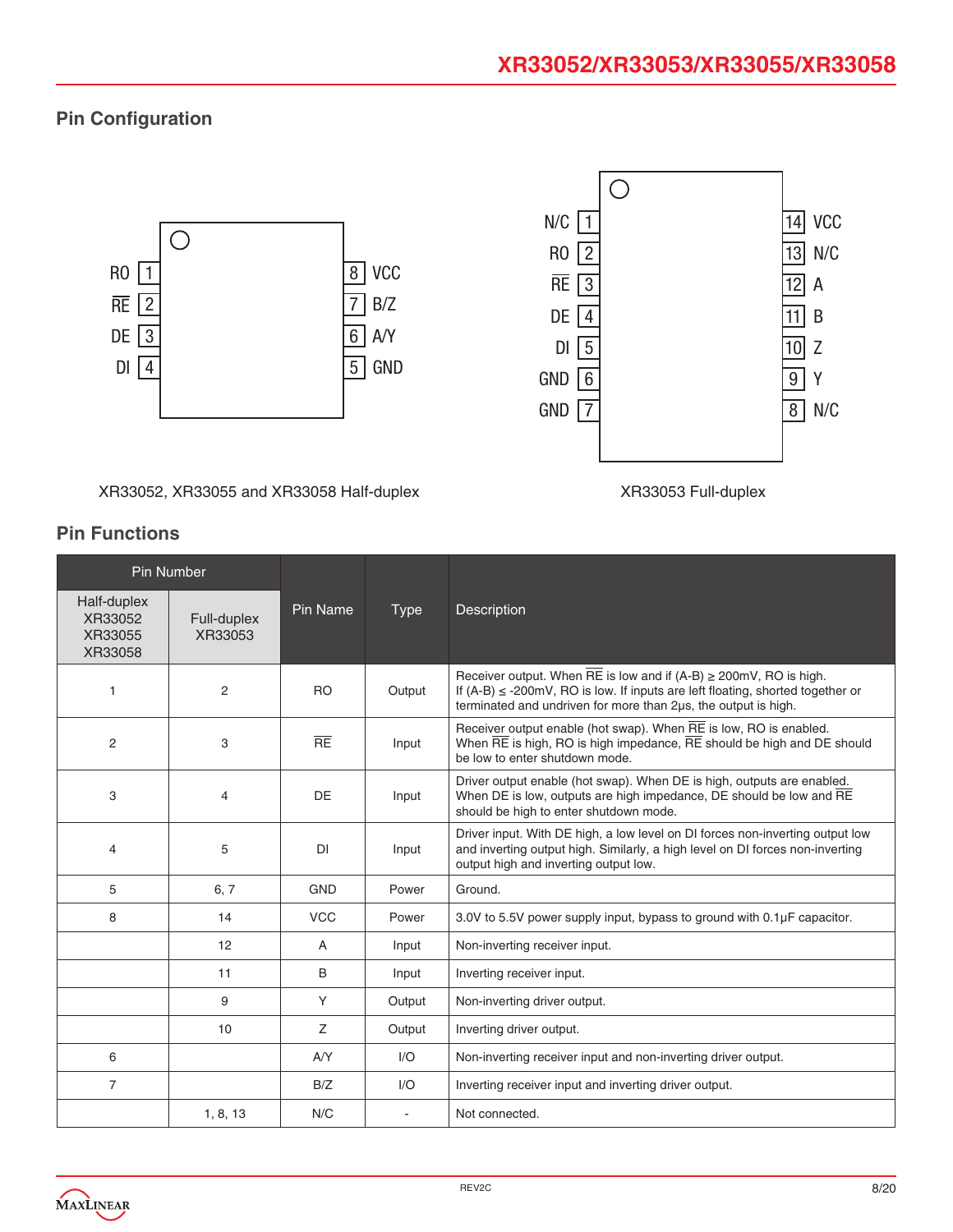## Pin Configuration

XR33052, XR33055 and XR33058 Half-duplex

XR33053 Full-duplex

## Pin Functions

| Pin Number | | Pin Name | Type | Description |
|---|---|---|---|---|
| Half-duplex XR33052 XR33055 XR33058 | Full-duplex XR33053 | | | |
| 1 | 2 | RO | Output | Receiver output. When $\overline{RE}$ is low and if (A-B) ≥ 200mV, RO is high. If (A-B) ≤ -200mV, RO is low. If inputs are left floating, shorted together or terminated and undriven for more than 2µs, the output is high. |
| 2 | 3 | $\overline{RE}$ | Input | Receiver output enable (hot swap). When $\overline{RE}$ is low, RO is enabled. When $\overline{RE}$ is high, RO is high impedance, $\overline{RE}$ should be high and DE should be low to enter shutdown mode. |
| 3 | 4 | DE | Input | Driver output enable (hot swap). When DE is high, outputs are enabled. When DE is low, outputs are high impedance, DE should be low and $\overline{RE}$ should be high to enter shutdown mode. |
| 4 | 5 | DI | Input | Driver input. With DE high, a low level on DI forces non-inverting output low and inverting output high. Similarly, a high level on DI forces non-inverting output high and inverting output low. |
| 5 | 6, 7 | GND | Power | Ground. |
| 8 | 14 | VCC | Power | 3.0V to 5.5V power supply input, bypass to ground with 0.1µF capacitor. |
| | 12 | A | Input | Non-inverting receiver input. |
| | 11 | B | Input | Inverting receiver input. |
| | 9 | Y | Output | Non-inverting driver output. |
| | 10 | Z | Output | Inverting driver output. |
| 6 | | A/Y | I/O | Non-inverting receiver input and non-inverting driver output. |
| 7 | | B/Z | I/O | Inverting receiver input and inverting driver output. |
| | 1, 8, 13 | N/C | - | Not connected. |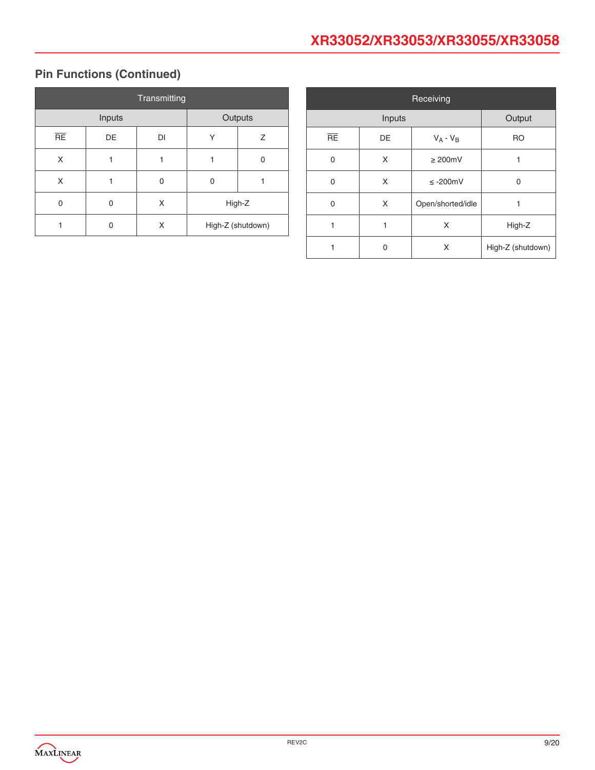## Pin Functions (Continued)

| Transmitting | | | | |
|---|---|---|---|---|
| Inputs | | | Outputs | |
| $\overline{RE}$ | DE | DI | Y | Z |
| X | 1 | 1 | 1 | 0 |
| X | 1 | 0 | 0 | 1 |
| 0 | 0 | X | High-Z | |
| 1 | 0 | X | High-Z (shutdown) | |

| Receiving | | | |
|---|---|---|---|
| Inputs | | | Output |
| $\overline{RE}$ | DE | $V_A$ - $V_B$ | RO |
| 0 | X | ≥ 200mV | 1 |
| 0 | X | ≤ -200mV | 0 |
| 0 | X | Open/shorted/idle | 1 |
| 1 | 1 | X | High-Z |
| 1 | 0 | X | High-Z (shutdown) |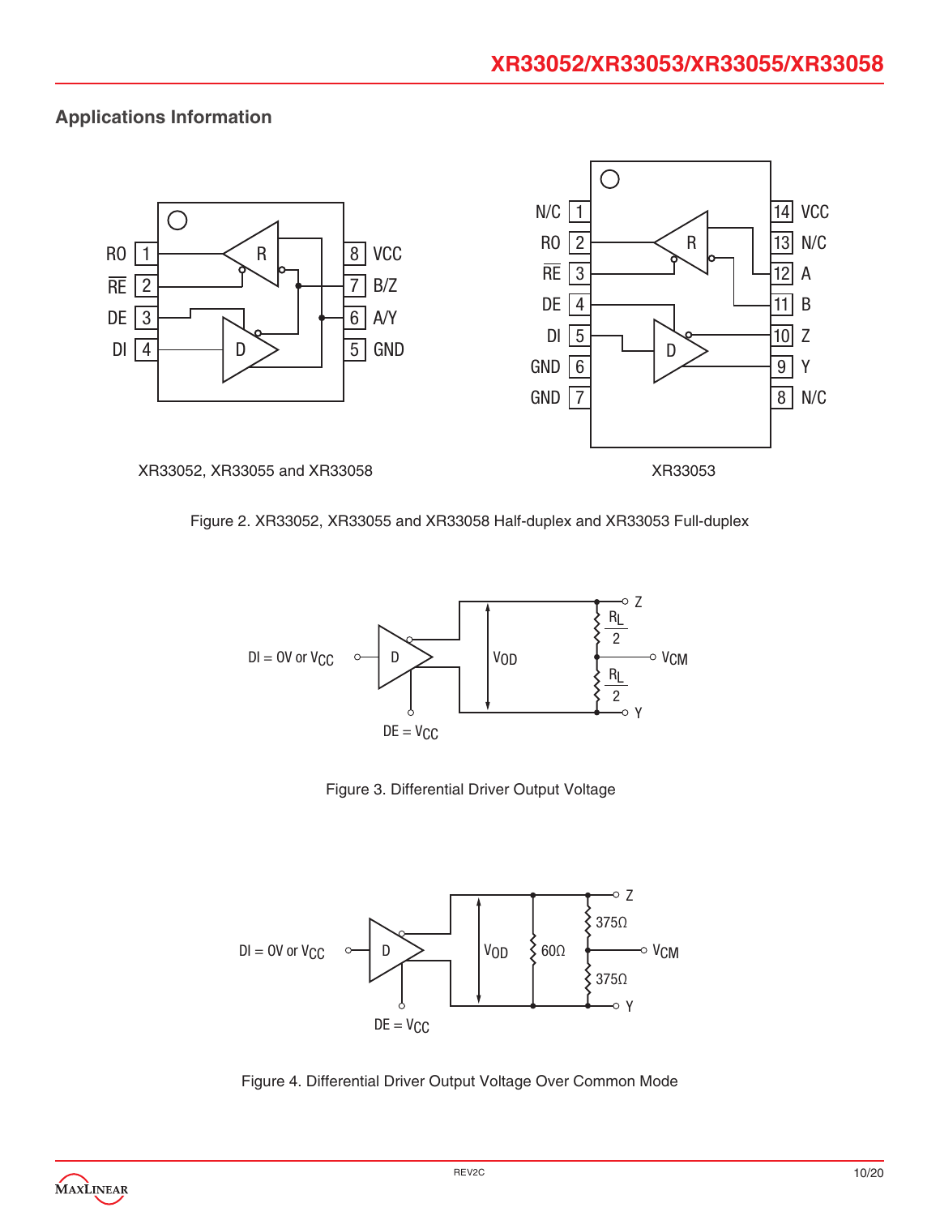## Applications Information

RO 1
RE 2
DE 3
DI 4
8 VCC
7 B/Z
6 A/Y
5 GND

XR33052, XR33055 and XR33058

N/C 1
RO 2
RE 3
DE 4
DI 5
GND 6
GND 7
14 VCC
13 N/C
12 A
11 B
10 Z
9 Y
8 N/C

XR33053

Figure 2. XR33052, XR33055 and XR33058 Half-duplex and XR33053 Full-duplex

DI = 0V or $V_{CC}$, DE = $V_{CC}$, $V_{OD}$, $\frac{R_L}{2}$, $V_{CM}$, Z, Y

Figure 3. Differential Driver Output Voltage

DI = 0V or $V_{CC}$, DE = $V_{CC}$, $V_{OD}$, 60Ω, 375Ω, 375Ω, $V_{CM}$, Z, Y

Figure 4. Differential Driver Output Voltage Over Common Mode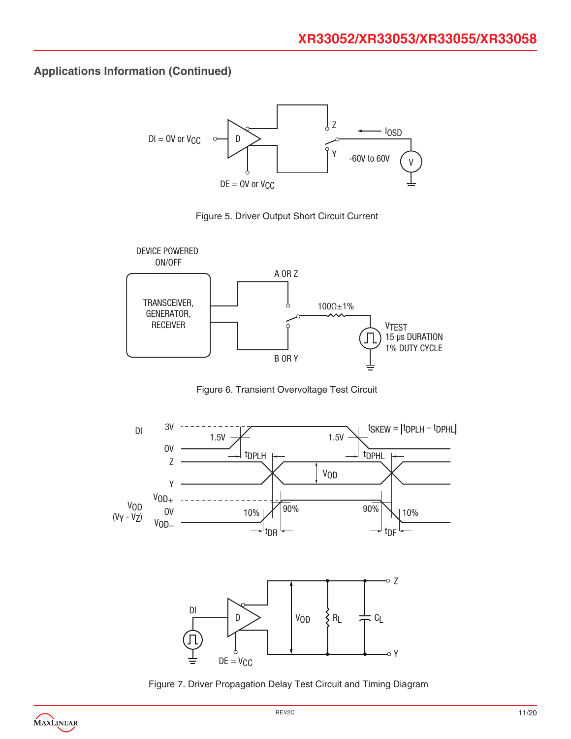## Applications Information (Continued)

Figure 5. Driver Output Short Circuit Current

Figure 6. Transient Overvoltage Test Circuit

Figure 7. Driver Propagation Delay Test Circuit and Timing Diagram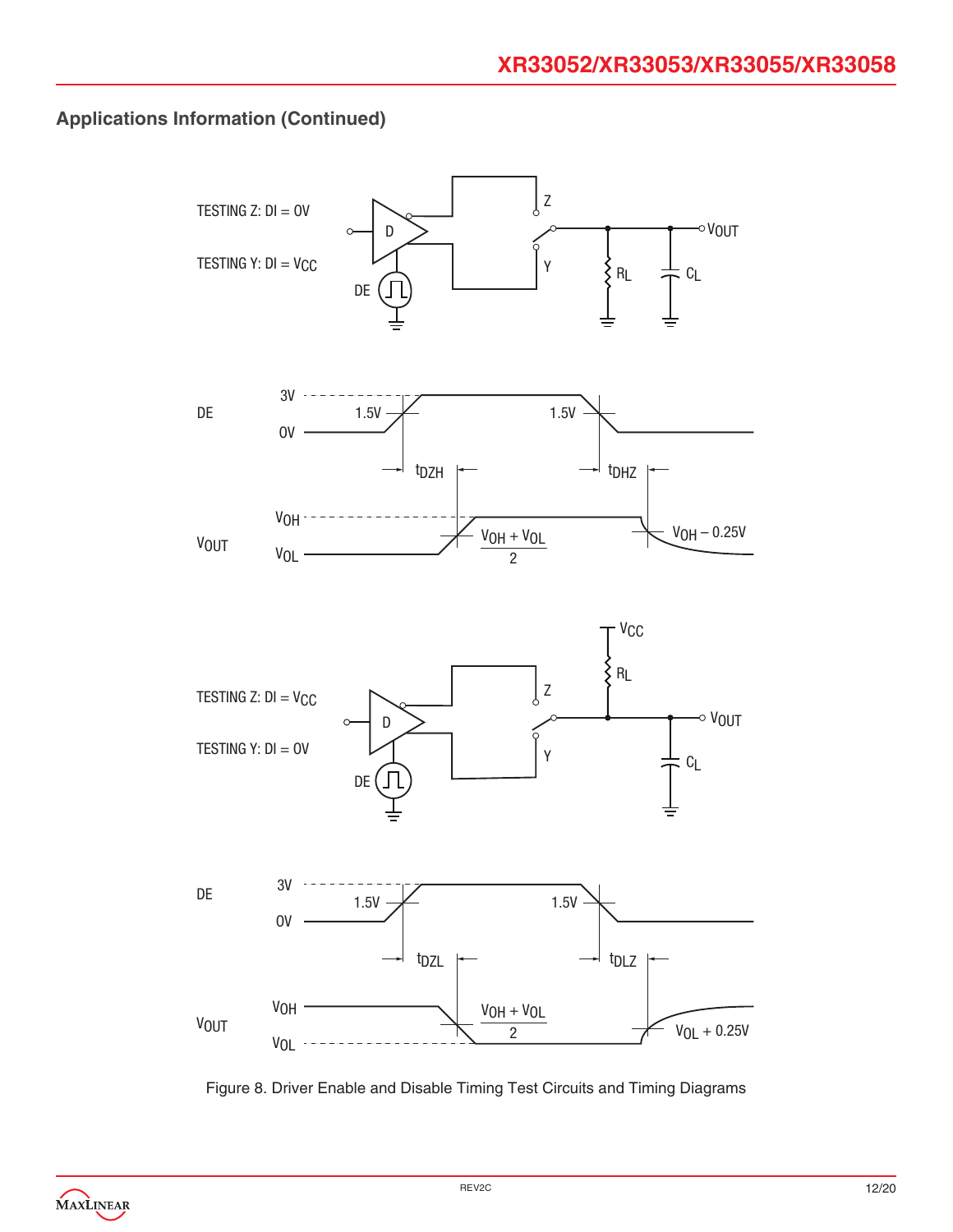## Applications Information (Continued)

Figure 8. Driver Enable and Disable Timing Test Circuits and Timing Diagrams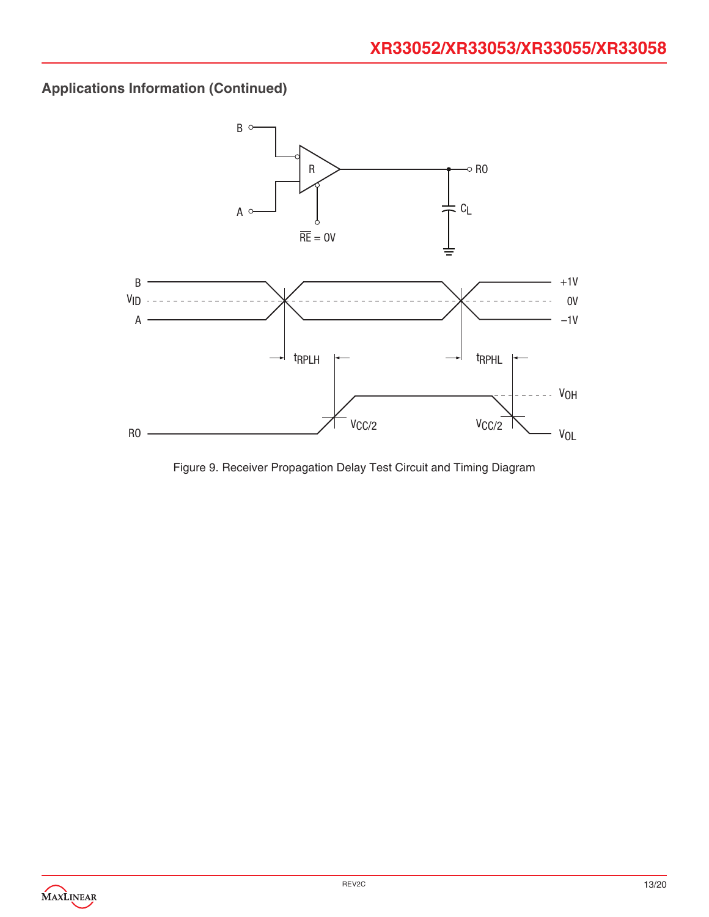## Applications Information (Continued)

Figure 9. Receiver Propagation Delay Test Circuit and Timing Diagram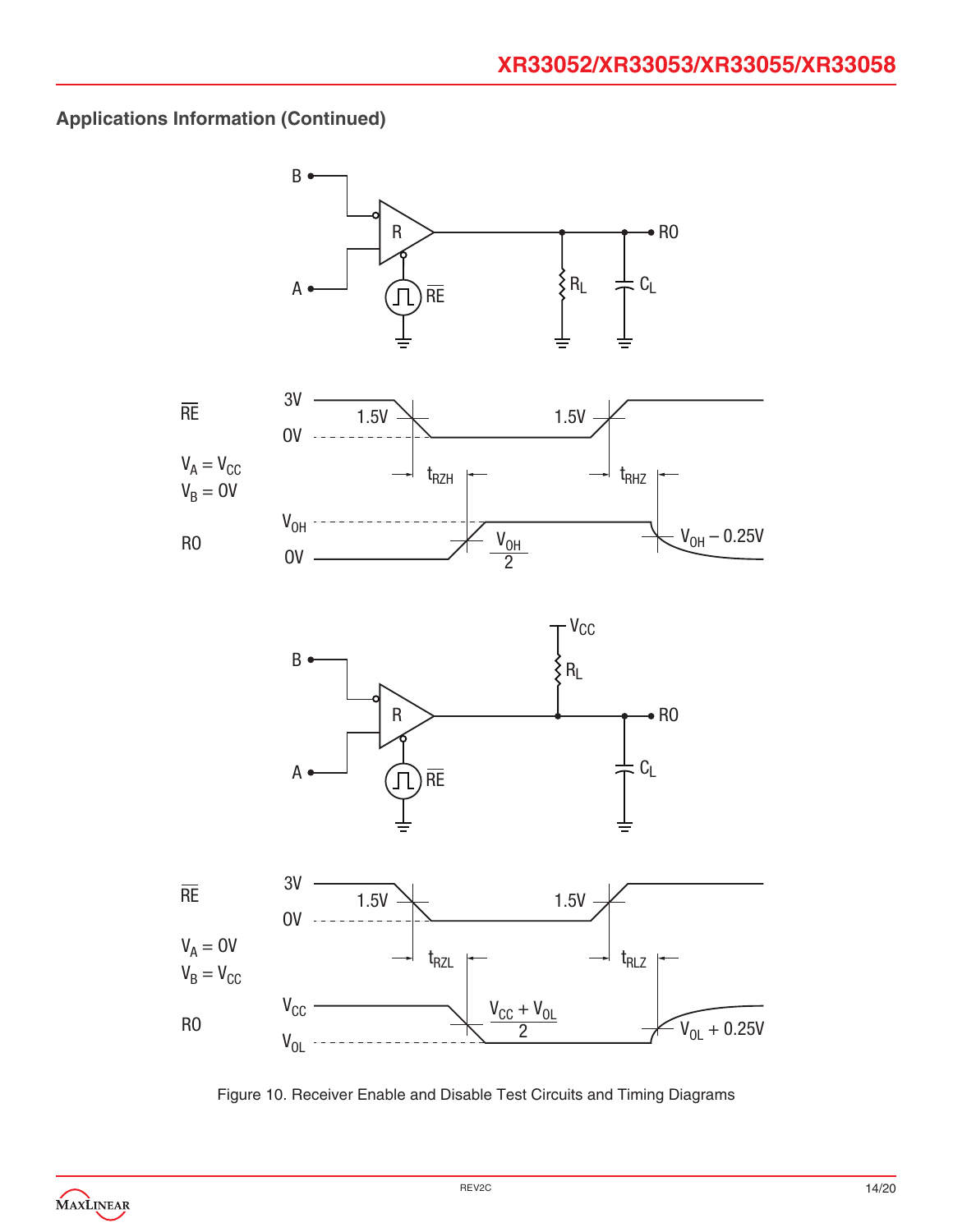## Applications Information (Continued)

Figure 10. Receiver Enable and Disable Test Circuits and Timing Diagrams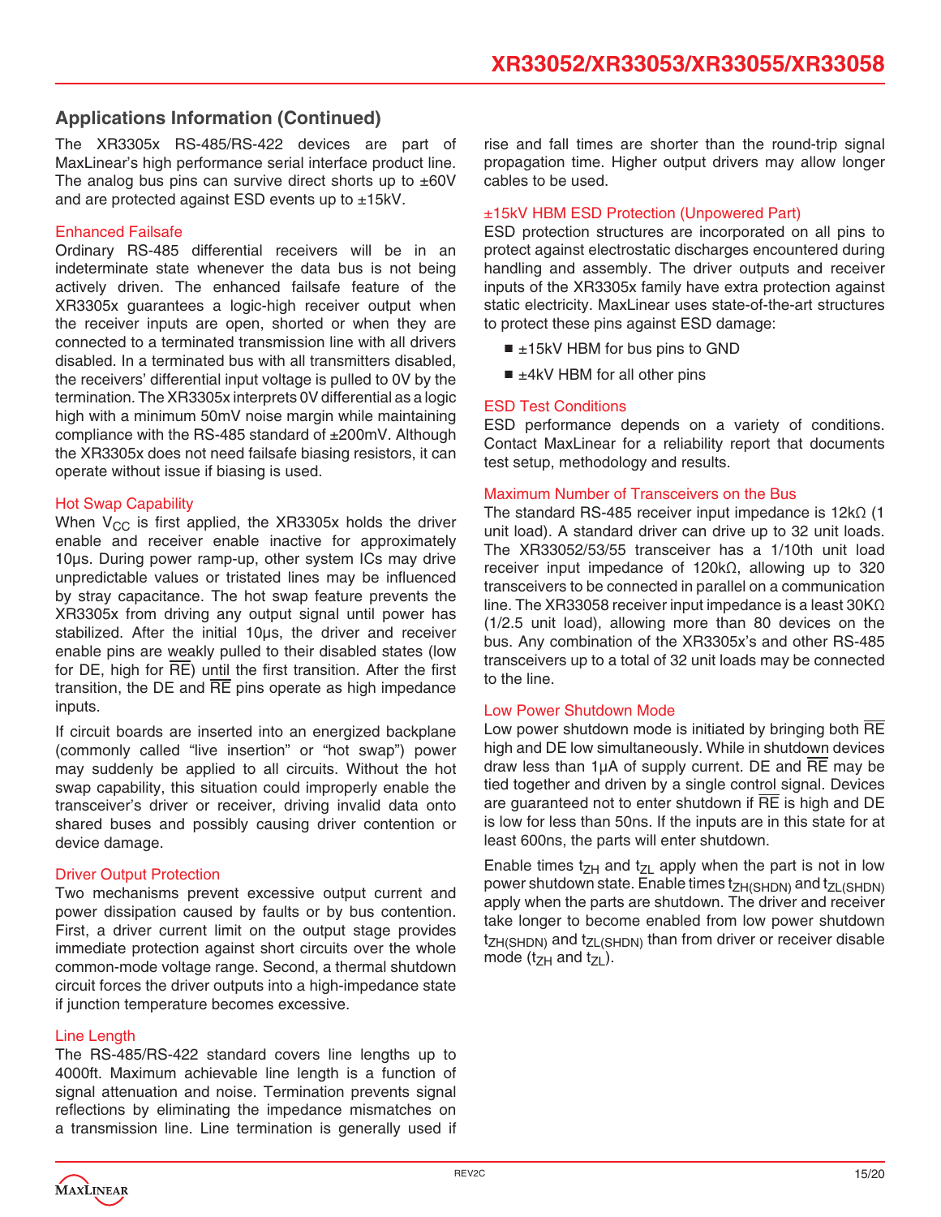## Applications Information (Continued)

The XR3305x RS-485/RS-422 devices are part of MaxLinear's high performance serial interface product line. The analog bus pins can survive direct shorts up to ±60V and are protected against ESD events up to ±15kV.

### Enhanced Failsafe

Ordinary RS-485 differential receivers will be in an indeterminate state whenever the data bus is not being actively driven. The enhanced failsafe feature of the XR3305x guarantees a logic-high receiver output when the receiver inputs are open, shorted or when they are connected to a terminated transmission line with all drivers disabled. In a terminated bus with all transmitters disabled, the receivers' differential input voltage is pulled to 0V by the termination. The XR3305x interprets 0V differential as a logic high with a minimum 50mV noise margin while maintaining compliance with the RS-485 standard of ±200mV. Although the XR3305x does not need failsafe biasing resistors, it can operate without issue if biasing is used.

### Hot Swap Capability

When $V_{CC}$ is first applied, the XR3305x holds the driver enable and receiver enable inactive for approximately 10µs. During power ramp-up, other system ICs may drive unpredictable values or tristated lines may be influenced by stray capacitance. The hot swap feature prevents the XR3305x from driving any output signal until power has stabilized. After the initial 10µs, the driver and receiver enable pins are weakly pulled to their disabled states (low for DE, high for $\overline{RE}$) until the first transition. After the first transition, the DE and $\overline{RE}$ pins operate as high impedance inputs.

If circuit boards are inserted into an energized backplane (commonly called "live insertion" or "hot swap") power may suddenly be applied to all circuits. Without the hot swap capability, this situation could improperly enable the transceiver's driver or receiver, driving invalid data onto shared buses and possibly causing driver contention or device damage.

### Driver Output Protection

Two mechanisms prevent excessive output current and power dissipation caused by faults or by bus contention. First, a driver current limit on the output stage provides immediate protection against short circuits over the whole common-mode voltage range. Second, a thermal shutdown circuit forces the driver outputs into a high-impedance state if junction temperature becomes excessive.

### Line Length

The RS-485/RS-422 standard covers line lengths up to 4000ft. Maximum achievable line length is a function of signal attenuation and noise. Termination prevents signal reflections by eliminating the impedance mismatches on a transmission line. Line termination is generally used if rise and fall times are shorter than the round-trip signal propagation time. Higher output drivers may allow longer cables to be used.

### ±15kV HBM ESD Protection (Unpowered Part)

ESD protection structures are incorporated on all pins to protect against electrostatic discharges encountered during handling and assembly. The driver outputs and receiver inputs of the XR3305x family have extra protection against static electricity. MaxLinear uses state-of-the-art structures to protect these pins against ESD damage:

- ±15kV HBM for bus pins to GND
- ±4kV HBM for all other pins

### ESD Test Conditions

ESD performance depends on a variety of conditions. Contact MaxLinear for a reliability report that documents test setup, methodology and results.

### Maximum Number of Transceivers on the Bus

The standard RS-485 receiver input impedance is 12kΩ (1 unit load). A standard driver can drive up to 32 unit loads. The XR33052/53/55 transceiver has a 1/10th unit load receiver input impedance of 120kΩ, allowing up to 320 transceivers to be connected in parallel on a communication line. The XR33058 receiver input impedance is a least 30KΩ (1/2.5 unit load), allowing more than 80 devices on the bus. Any combination of the XR3305x's and other RS-485 transceivers up to a total of 32 unit loads may be connected to the line.

### Low Power Shutdown Mode

Low power shutdown mode is initiated by bringing both $\overline{RE}$ high and DE low simultaneously. While in shutdown devices draw less than 1µA of supply current. DE and $\overline{RE}$ may be tied together and driven by a single control signal. Devices are guaranteed not to enter shutdown if $\overline{RE}$ is high and DE is low for less than 50ns. If the inputs are in this state for at least 600ns, the parts will enter shutdown.

Enable times $t_{ZH}$ and $t_{ZL}$ apply when the part is not in low power shutdown state. Enable times $t_{ZH(SHDN)}$ and $t_{ZL(SHDN)}$ apply when the parts are shutdown. The driver and receiver take longer to become enabled from low power shutdown $t_{ZH(SHDN)}$ and $t_{ZL(SHDN)}$ than from driver or receiver disable mode ($t_{ZH}$ and $t_{ZL}$).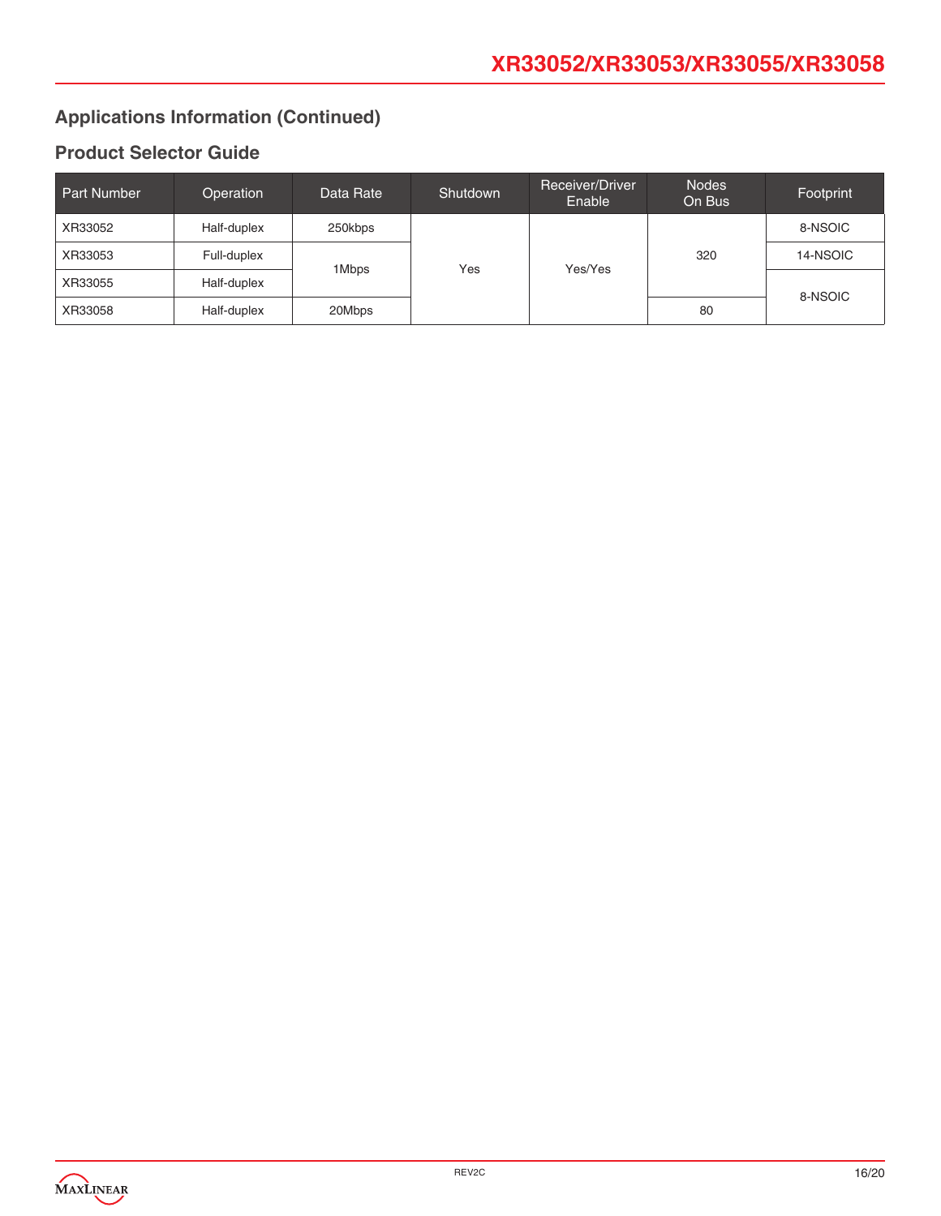## Applications Information (Continued)

### Product Selector Guide

| Part Number | Operation | Data Rate | Shutdown | Receiver/Driver Enable | Nodes On Bus | Footprint |
|---|---|---|---|---|---|---|
| XR33052 | Half-duplex | 250kbps | Yes | Yes/Yes | 320 | 8-NSOIC |
| XR33053 | Full-duplex | 1Mbps | Yes | Yes/Yes | 320 | 14-NSOIC |
| XR33055 | Half-duplex | 1Mbps | Yes | Yes/Yes | 320 | 8-NSOIC |
| XR33058 | Half-duplex | 20Mbps | Yes | Yes/Yes | 80 | 8-NSOIC |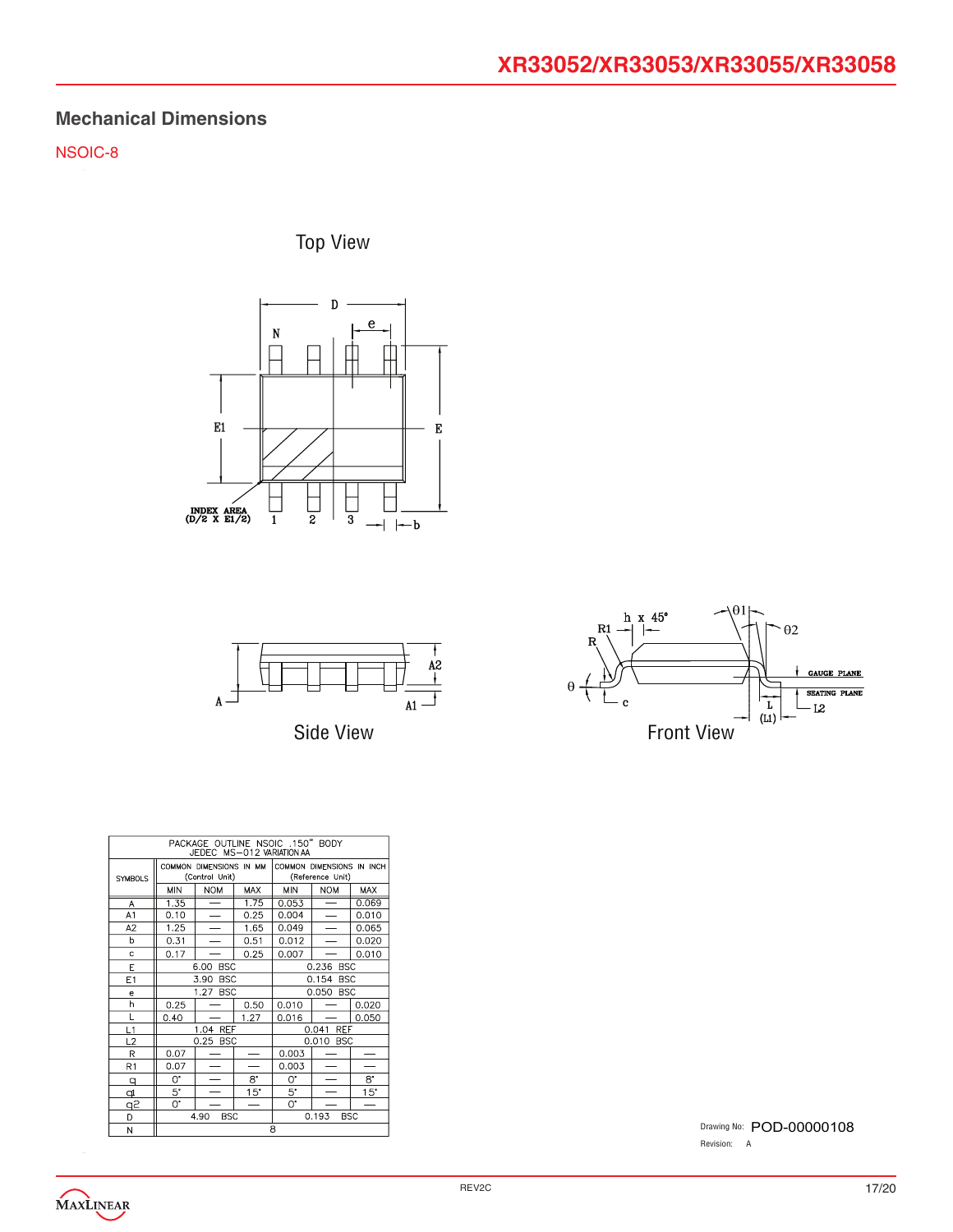## Mechanical Dimensions

NSOIC-8

Top View

Side View

Front View

| PACKAGE OUTLINE NSOIC .150" BODY JEDEC MS-012 VARIATION AA | | | | | | |
|---|---|---|---|---|---|---|
| SYMBOLS | COMMON DIMENSIONS IN MM (Control Unit) | | | COMMON DIMENSIONS IN INCH (Reference Unit) | | |
| | MIN | NOM | MAX | MIN | NOM | MAX |
| A | 1.35 | — | 1.75 | 0.053 | — | 0.069 |
| A1 | 0.10 | — | 0.25 | 0.004 | — | 0.010 |
| A2 | 1.25 | — | 1.65 | 0.049 | — | 0.065 |
| b | 0.31 | — | 0.51 | 0.012 | — | 0.020 |
| c | 0.17 | — | 0.25 | 0.007 | — | 0.010 |
| E | 6.00 BSC | | | 0.236 BSC | | |
| E1 | 3.90 BSC | | | 0.154 BSC | | |
| e | 1.27 BSC | | | 0.050 BSC | | |
| h | 0.25 | — | 0.50 | 0.010 | — | 0.020 |
| L | 0.40 | — | 1.27 | 0.016 | — | 0.050 |
| L1 | 1.04 REF | | | 0.041 REF | | |
| L2 | 0.25 BSC | | | 0.010 BSC | | |
| R | 0.07 | — | — | 0.003 | — | — |
| R1 | 0.07 | — | — | 0.003 | — | — |
| θ | 0° | — | 8° | 0° | — | 8° |
| θ1 | 5° | — | 15° | 5° | — | 15° |
| θ2 | 0° | — | — | 0° | — | — |
| D | 4.90 BSC | | | 0.193 BSC | | |
| N | 8 | | | | | |

Drawing No: POD-00000108

Revision: A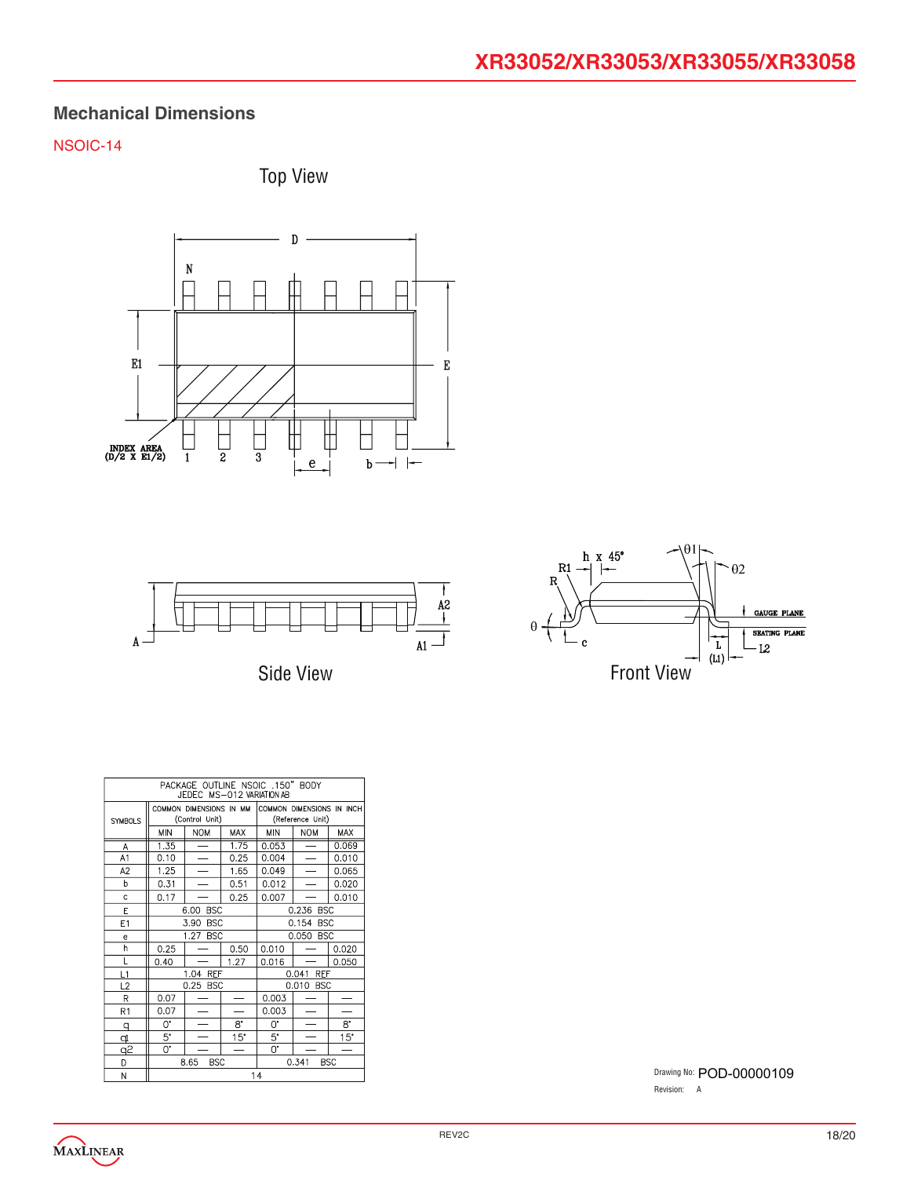## Mechanical Dimensions

NSOIC-14

Top View

Side View

Front View

| SYMBOLS | COMMON DIMENSIONS IN MM (Control Unit) | | | COMMON DIMENSIONS IN INCH (Reference Unit) | | |
|---|---|---|---|---|---|---|
| | MIN | NOM | MAX | MIN | NOM | MAX |
| A | 1.35 | — | 1.75 | 0.053 | — | 0.069 |
| A1 | 0.10 | — | 0.25 | 0.004 | — | 0.010 |
| A2 | 1.25 | — | 1.65 | 0.049 | — | 0.065 |
| b | 0.31 | — | 0.51 | 0.012 | — | 0.020 |
| c | 0.17 | — | 0.25 | 0.007 | — | 0.010 |
| E | 6.00 BSC | | | 0.236 BSC | | |
| E1 | 3.90 BSC | | | 0.154 BSC | | |
| e | 1.27 BSC | | | 0.050 BSC | | |
| h | 0.25 | — | 0.50 | 0.010 | — | 0.020 |
| L | 0.40 | — | 1.27 | 0.016 | — | 0.050 |
| L1 | 1.04 REF | | | 0.041 REF | | |
| L2 | 0.25 BSC | | | 0.010 BSC | | |
| R | 0.07 | — | — | 0.003 | — | — |
| R1 | 0.07 | — | — | 0.003 | — | — |
| θ | 0° | — | 8° | 0° | — | 8° |
| θ1 | 5° | — | 15° | 5° | — | 15° |
| θ2 | 0° | — | — | 0° | — | — |
| D | 8.65 BSC | | | 0.341 BSC | | |
| N | 14 | | | | | |

PACKAGE OUTLINE NSOIC .150" BODY JEDEC MS–012 VARIATION AB

Drawing No: POD-00000109

Revision: A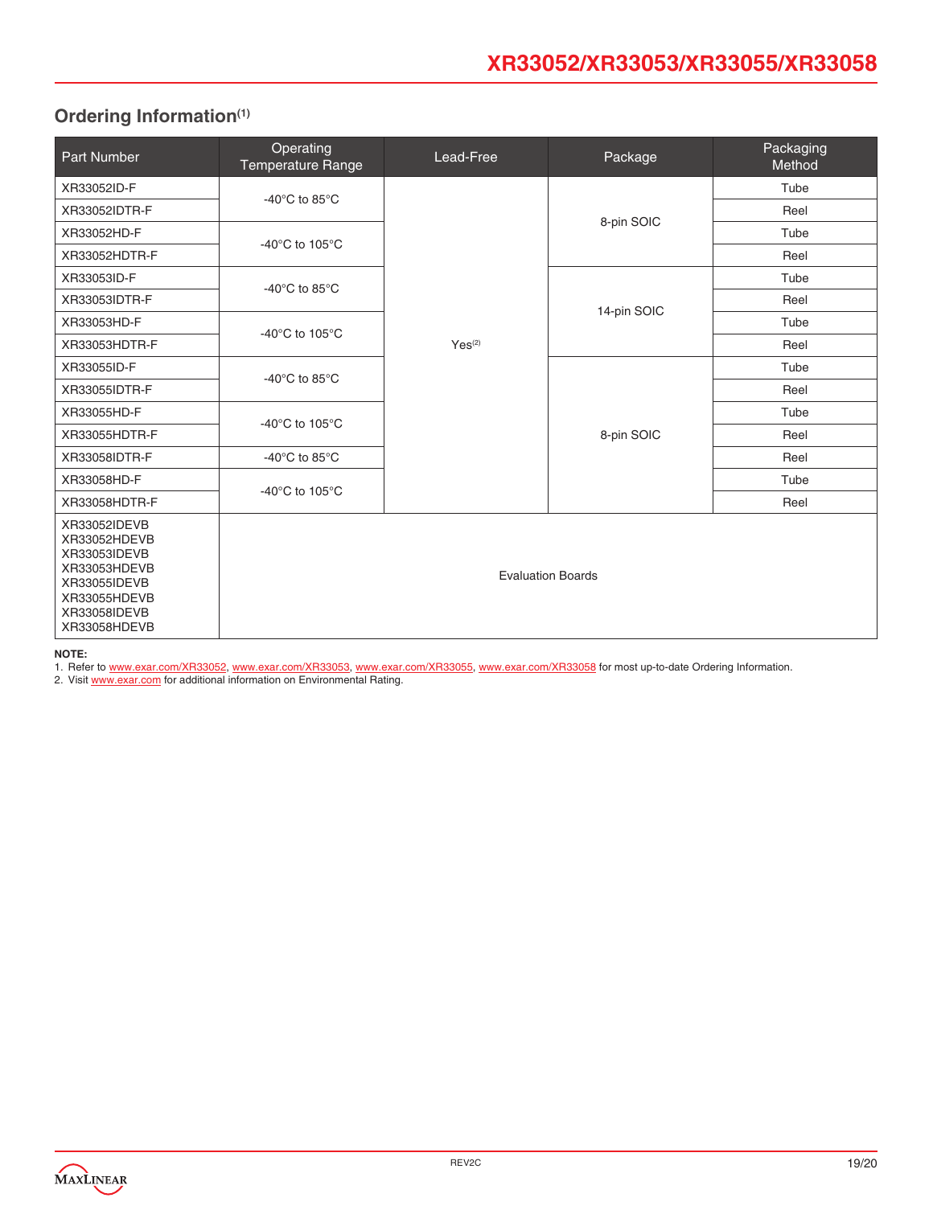## Ordering Information[(1)]

| Part Number | Operating Temperature Range | Lead-Free | Package | Packaging Method |
|---|---|---|---|---|
| XR33052ID-F | -40°C to 85°C | Yes[(2)] | 8-pin SOIC | Tube |
| XR33052IDTR-F | | | | Reel |
| XR33052HD-F | -40°C to 105°C | | | Tube |
| XR33052HDTR-F | | | | Reel |
| XR33053ID-F | -40°C to 85°C | | 14-pin SOIC | Tube |
| XR33053IDTR-F | | | | Reel |
| XR33053HD-F | -40°C to 105°C | | | Tube |
| XR33053HDTR-F | | | | Reel |
| XR33055ID-F | -40°C to 85°C | | 8-pin SOIC | Tube |
| XR33055IDTR-F | | | | Reel |
| XR33055HD-F | -40°C to 105°C | | | Tube |
| XR33055HDTR-F | | | | Reel |
| XR33058IDTR-F | -40°C to 85°C | | | Reel |
| XR33058HD-F | -40°C to 105°C | | | Tube |
| XR33058HDTR-F | | | | Reel |
| XR33052IDEVB<br>XR33052HDEVB<br>XR33053IDEVB<br>XR33053HDEVB<br>XR33055IDEVB<br>XR33055HDEVB<br>XR33058IDEVB<br>XR33058HDEVB | Evaluation Boards | | | |

**NOTE:**

1. Refer to www.exar.com/XR33052, www.exar.com/XR33053, www.exar.com/XR33055, www.exar.com/XR33058 for most up-to-date Ordering Information.
2. Visit www.exar.com for additional information on Environmental Rating.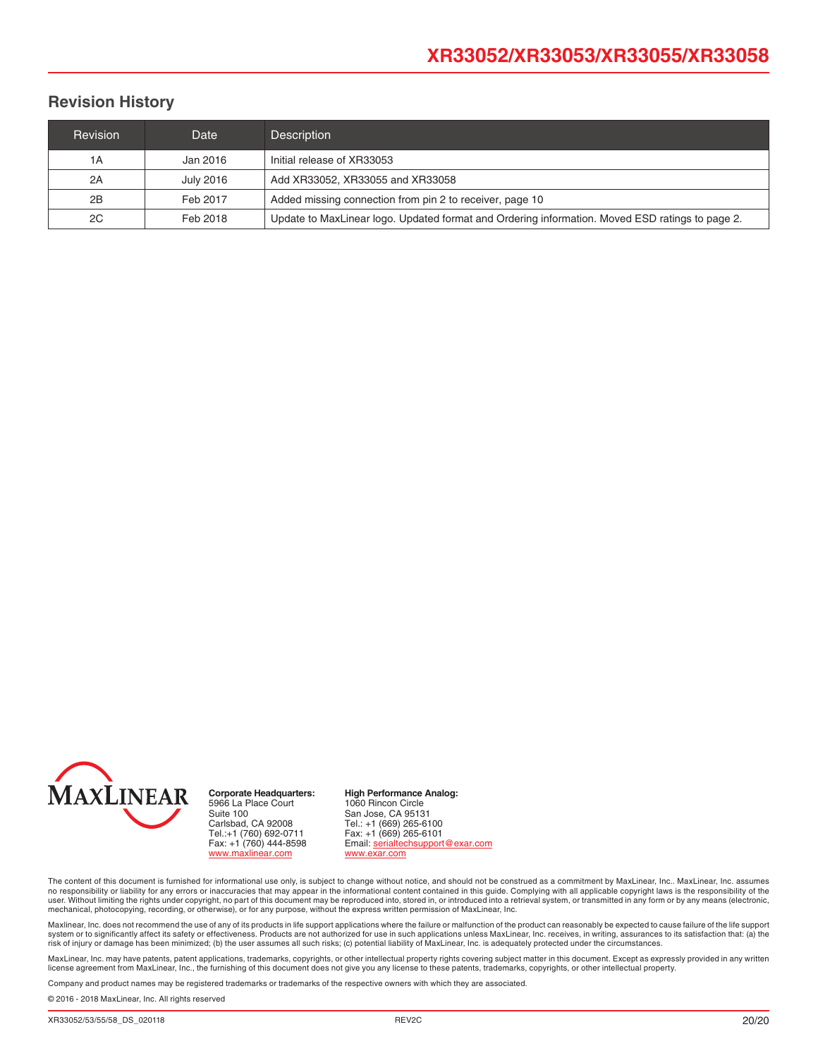## Revision History

| Revision | Date | Description |
|---|---|---|
| 1A | Jan 2016 | Initial release of XR33053 |
| 2A | July 2016 | Add XR33052, XR33055 and XR33058 |
| 2B | Feb 2017 | Added missing connection from pin 2 to receiver, page 10 |
| 2C | Feb 2018 | Update to MaxLinear logo. Updated format and Ordering information. Moved ESD ratings to page 2. |

**Corporate Headquarters:**
5966 La Place Court
Suite 100
Carlsbad, CA 92008
Tel.:+1 (760) 692-0711
Fax: +1 (760) 444-8598
www.maxlinear.com

**High Performance Analog:**
1060 Rincon Circle
San Jose, CA 95131
Tel.: +1 (669) 265-6100
Fax: +1 (669) 265-6101
Email: serialtechsupport@exar.com
www.exar.com

The content of this document is furnished for informational use only, is subject to change without notice, and should not be construed as a commitment by MaxLinear, Inc.. MaxLinear, Inc. assumes no responsibility or liability for any errors or inaccuracies that may appear in the informational content contained in this guide. Complying with all applicable copyright laws is the responsibility of the user. Without limiting the rights under copyright, no part of this document may be reproduced into, stored in, or introduced into a retrieval system, or transmitted in any form or by any means (electronic, mechanical, photocopying, recording, or otherwise), or for any purpose, without the express written permission of MaxLinear, Inc.

Maxlinear, Inc. does not recommend the use of any of its products in life support applications where the failure or malfunction of the product can reasonably be expected to cause failure of the life support system or to significantly affect its safety or effectiveness. Products are not authorized for use in such applications unless MaxLinear, Inc. receives, in writing, assurances to its satisfaction that: (a) the risk of injury or damage has been minimized; (b) the user assumes all such risks; (c) potential liability of MaxLinear, Inc. is adequately protected under the circumstances.

MaxLinear, Inc. may have patents, patent applications, trademarks, copyrights, or other intellectual property rights covering subject matter in this document. Except as expressly provided in any written license agreement from MaxLinear, Inc., the furnishing of this document does not give you any license to these patents, trademarks, copyrights, or other intellectual property.

Company and product names may be registered trademarks or trademarks of the respective owners with which they are associated.

© 2016 - 2018 MaxLinear, Inc. All rights reserved

XR33052/53/55/58_DS_020118 REV2C